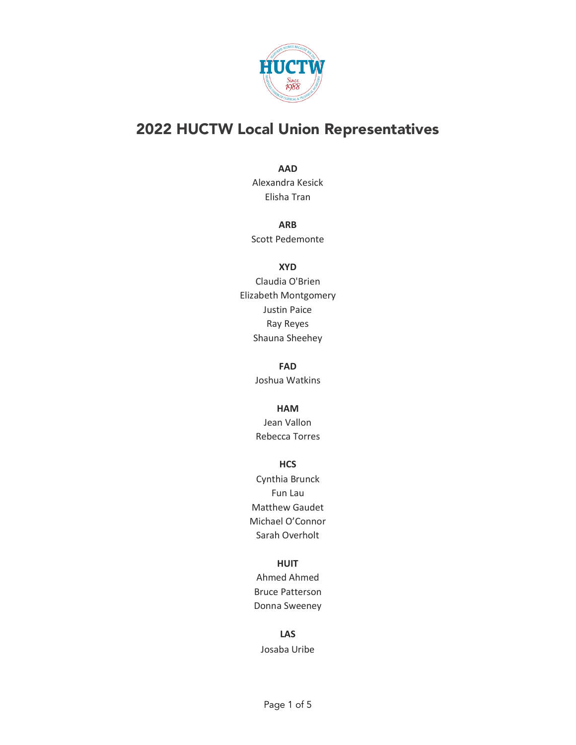# 2022 HUCTW Local Union Representatives

**AAD**

Alexandra Kesick
Elisha Tran

**ARB**

Scott Pedemonte

**XYD**

Claudia O'Brien
Elizabeth Montgomery
Justin Paice
Ray Reyes
Shauna Sheehey

**FAD**

Joshua Watkins

**HAM**

Jean Vallon
Rebecca Torres

**HCS**

Cynthia Brunck
Fun Lau
Matthew Gaudet
Michael O'Connor
Sarah Overholt

**HUIT**

Ahmed Ahmed
Bruce Patterson
Donna Sweeney

**LAS**

Josaba Uribe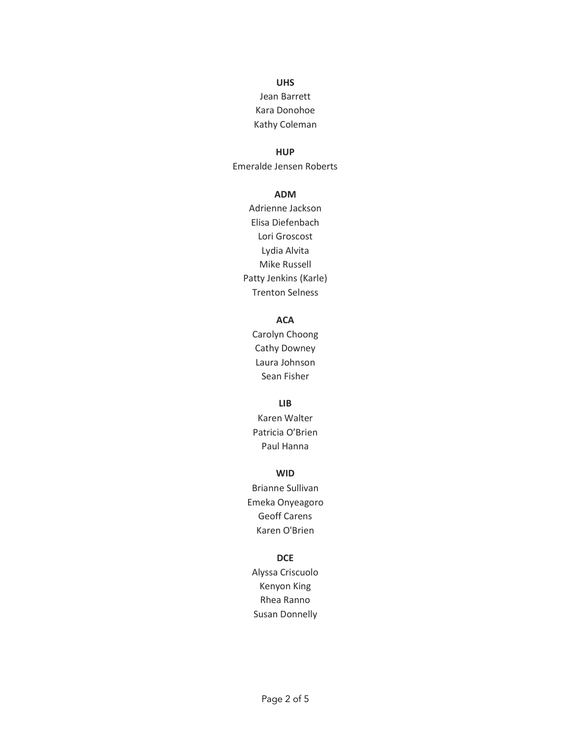**UHS**

Jean Barrett
Kara Donohoe
Kathy Coleman

**HUP**

Emeralde Jensen Roberts

**ADM**

Adrienne Jackson
Elisa Diefenbach
Lori Groscost
Lydia Alvita
Mike Russell
Patty Jenkins (Karle)
Trenton Selness

**ACA**

Carolyn Choong
Cathy Downey
Laura Johnson
Sean Fisher

**LIB**

Karen Walter
Patricia O'Brien
Paul Hanna

**WID**

Brianne Sullivan
Emeka Onyeagoro
Geoff Carens
Karen O'Brien

**DCE**

Alyssa Criscuolo
Kenyon King
Rhea Ranno
Susan Donnelly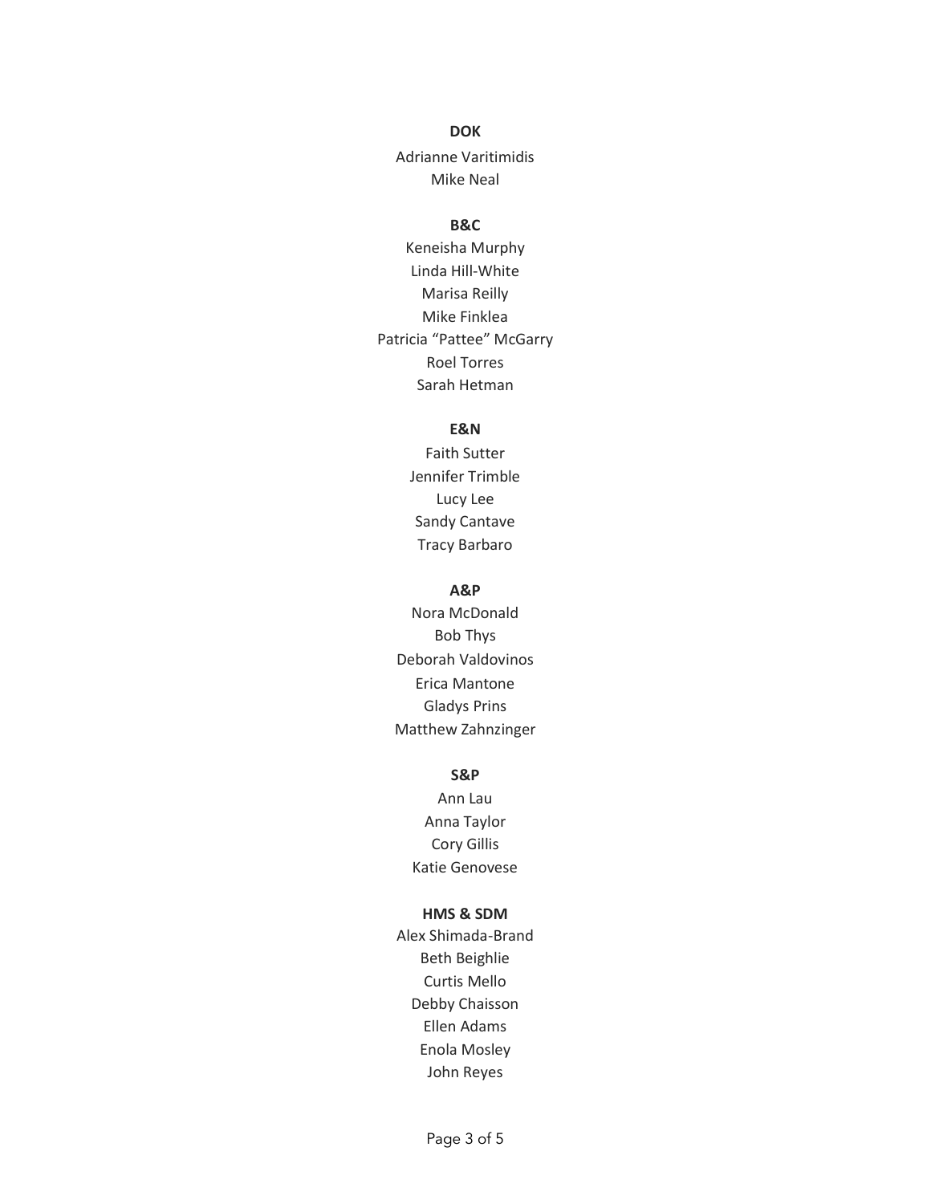**DOK**

Adrianne Varitimidis
Mike Neal

**B&C**

Keneisha Murphy
Linda Hill-White
Marisa Reilly
Mike Finklea
Patricia "Pattee" McGarry
Roel Torres
Sarah Hetman

**E&N**

Faith Sutter
Jennifer Trimble
Lucy Lee
Sandy Cantave
Tracy Barbaro

**A&P**

Nora McDonald
Bob Thys
Deborah Valdovinos
Erica Mantone
Gladys Prins
Matthew Zahnzinger

**S&P**

Ann Lau
Anna Taylor
Cory Gillis
Katie Genovese

**HMS & SDM**

Alex Shimada-Brand
Beth Beighlie
Curtis Mello
Debby Chaisson
Ellen Adams
Enola Mosley
John Reyes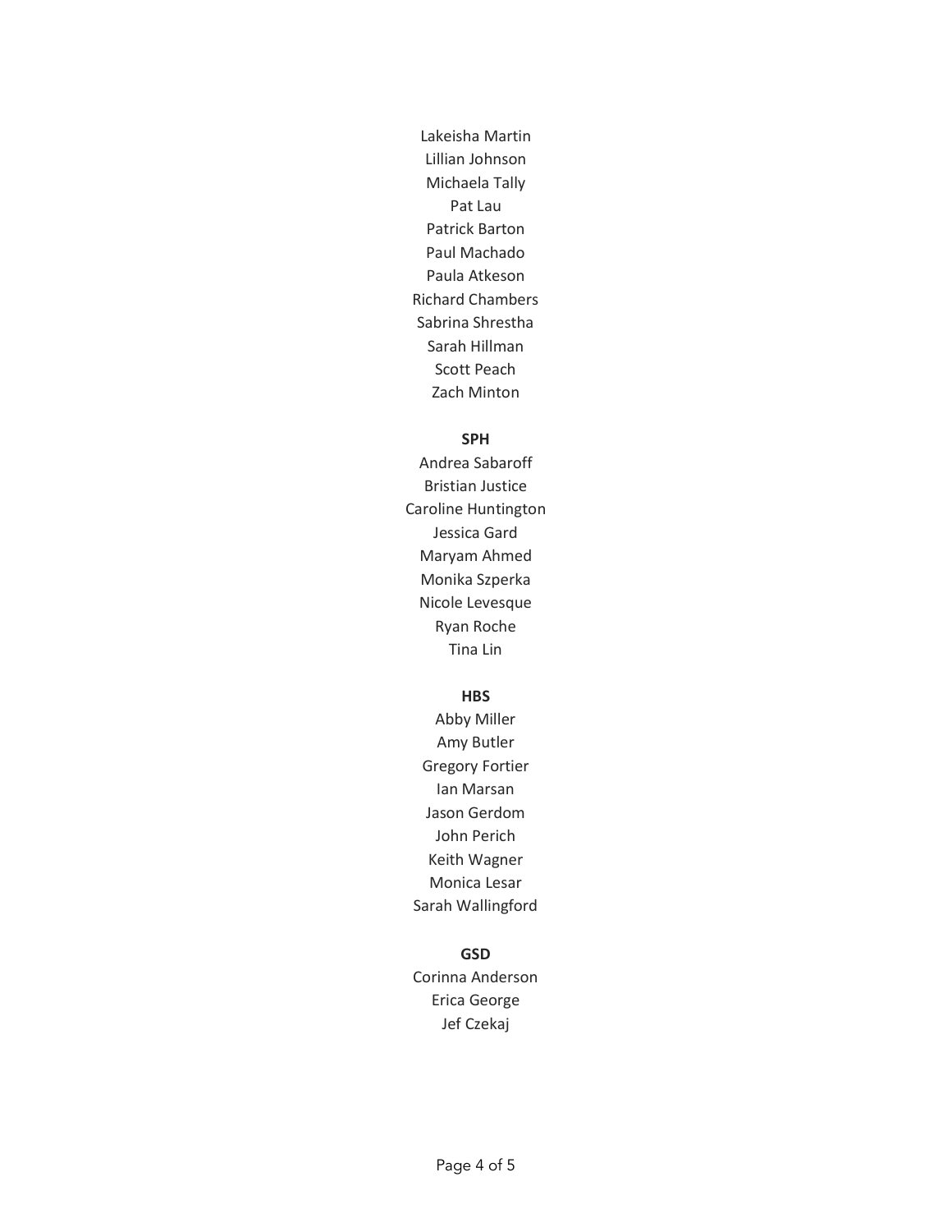Lakeisha Martin
Lillian Johnson
Michaela Tally
Pat Lau
Patrick Barton
Paul Machado
Paula Atkeson
Richard Chambers
Sabrina Shrestha
Sarah Hillman
Scott Peach
Zach Minton

**SPH**

Andrea Sabaroff
Bristian Justice
Caroline Huntington
Jessica Gard
Maryam Ahmed
Monika Szperka
Nicole Levesque
Ryan Roche
Tina Lin

**HBS**

Abby Miller
Amy Butler
Gregory Fortier
Ian Marsan
Jason Gerdom
John Perich
Keith Wagner
Monica Lesar
Sarah Wallingford

**GSD**

Corinna Anderson
Erica George
Jef Czekaj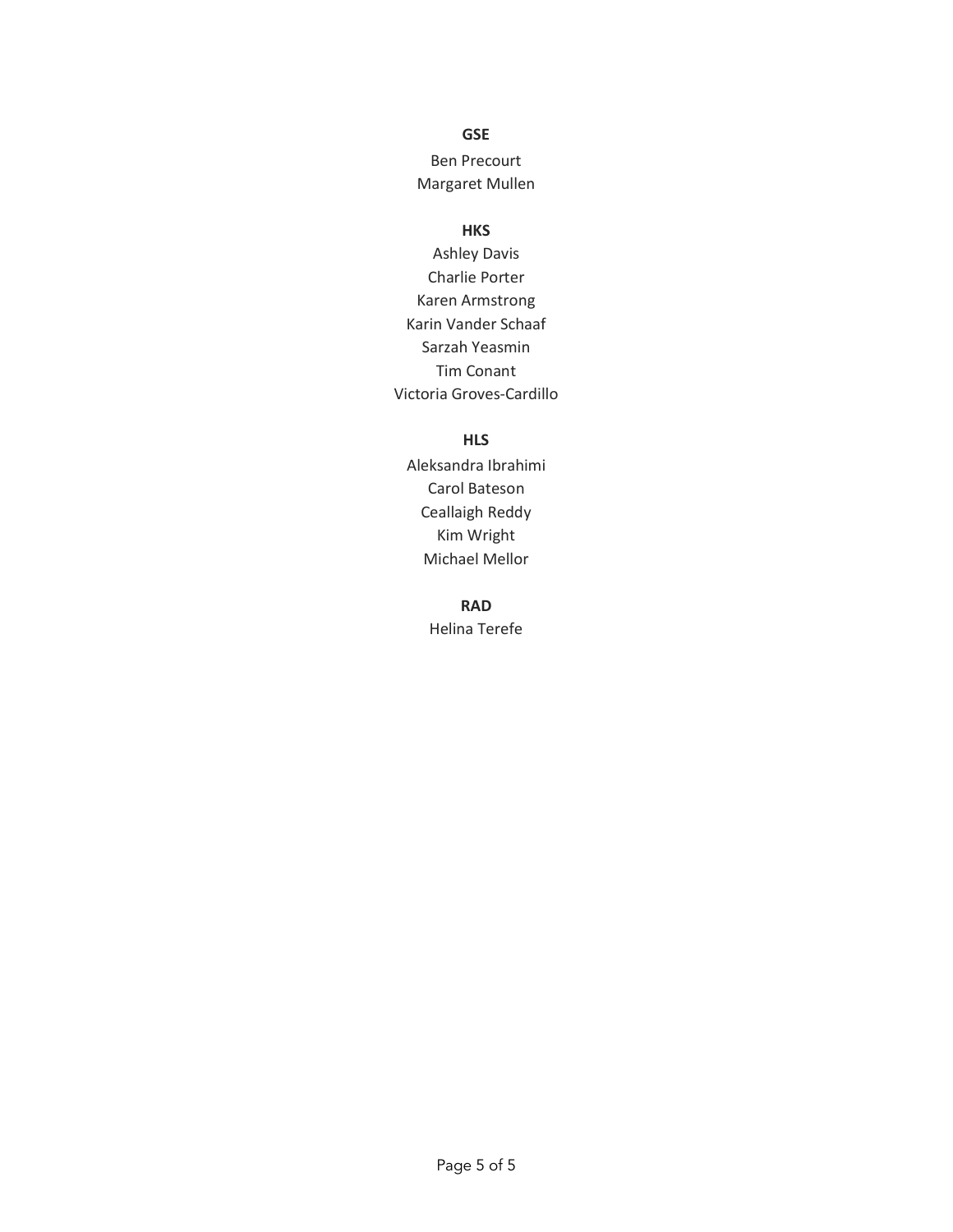**GSE**

Ben Precourt
Margaret Mullen

**HKS**

Ashley Davis
Charlie Porter
Karen Armstrong
Karin Vander Schaaf
Sarzah Yeasmin
Tim Conant
Victoria Groves-Cardillo

**HLS**

Aleksandra Ibrahimi
Carol Bateson
Ceallaigh Reddy
Kim Wright
Michael Mellor

**RAD**

Helina Terefe